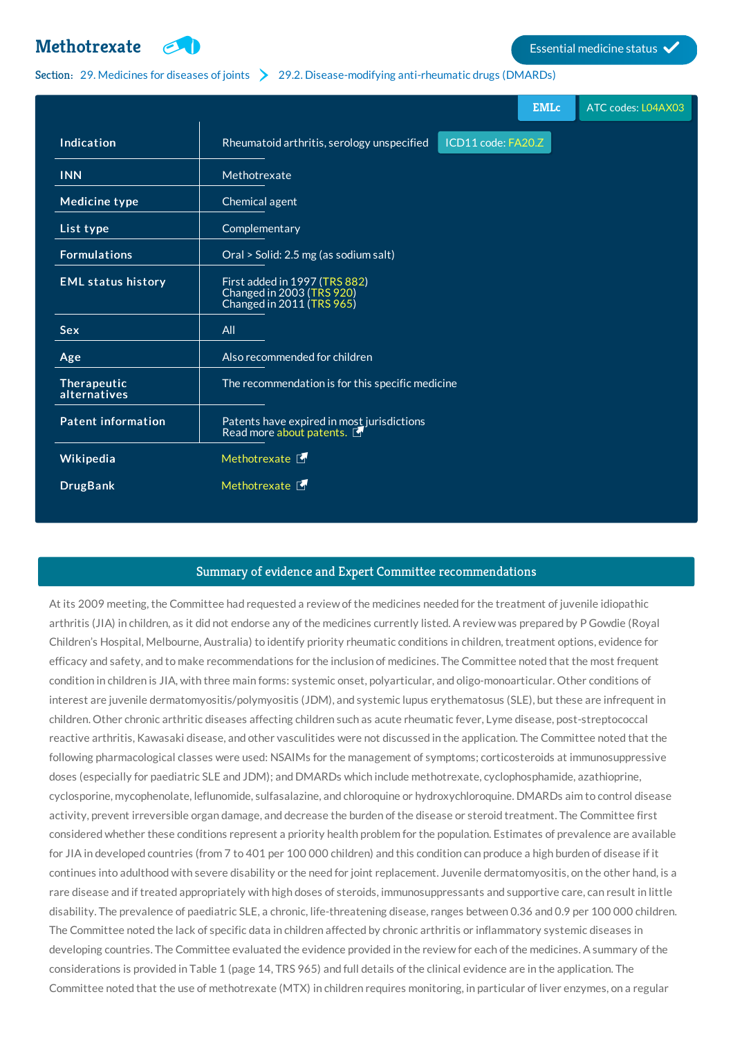# Methotrexate

Essential medicine status ✔

Section: 29. Medicines for diseases of joints > 29.2. Disease-modifying anti-rheumatic drugs (DMARDs)

EMLc | ATC codes: L04AX03

| | |
|---|---|
| **Indication** | Rheumatoid arthritis, serology unspecified ICD11 code: FA20.Z |
| **INN** | Methotrexate |
| **Medicine type** | Chemical agent |
| **List type** | Complementary |
| **Formulations** | Oral > Solid: 2.5 mg (as sodium salt) |
| **EML status history** | First added in 1997 (TRS 882)<br>Changed in 2003 (TRS 920)<br>Changed in 2011 (TRS 965) |
| **Sex** | All |
| **Age** | Also recommended for children |
| **Therapeutic alternatives** | The recommendation is for this specific medicine |
| **Patent information** | Patents have expired in most jurisdictions<br>Read more about patents. |
| **Wikipedia** | Methotrexate |
| **DrugBank** | Methotrexate |

## Summary of evidence and Expert Committee recommendations

At its 2009 meeting, the Committee had requested a review of the medicines needed for the treatment of juvenile idiopathic arthritis (JIA) in children, as it did not endorse any of the medicines currently listed. A review was prepared by P Gowdie (Royal Children's Hospital, Melbourne, Australia) to identify priority rheumatic conditions in children, treatment options, evidence for efficacy and safety, and to make recommendations for the inclusion of medicines. The Committee noted that the most frequent condition in children is JIA, with three main forms: systemic onset, polyarticular, and oligo-monoarticular. Other conditions of interest are juvenile dermatomyositis/polymyositis (JDM), and systemic lupus erythematosus (SLE), but these are infrequent in children. Other chronic arthritic diseases affecting children such as acute rheumatic fever, Lyme disease, post-streptococcal reactive arthritis, Kawasaki disease, and other vasculitides were not discussed in the application. The Committee noted that the following pharmacological classes were used: NSAIMs for the management of symptoms; corticosteroids at immunosuppressive doses (especially for paediatric SLE and JDM); and DMARDs which include methotrexate, cyclophosphamide, azathioprine, cyclosporine, mycophenolate, leflunomide, sulfasalazine, and chloroquine or hydroxychloroquine. DMARDs aim to control disease activity, prevent irreversible organ damage, and decrease the burden of the disease or steroid treatment. The Committee first considered whether these conditions represent a priority health problem for the population. Estimates of prevalence are available for JIA in developed countries (from 7 to 401 per 100 000 children) and this condition can produce a high burden of disease if it continues into adulthood with severe disability or the need for joint replacement. Juvenile dermatomyositis, on the other hand, is a rare disease and if treated appropriately with high doses of steroids, immunosuppressants and supportive care, can result in little disability. The prevalence of paediatric SLE, a chronic, life-threatening disease, ranges between 0.36 and 0.9 per 100 000 children. The Committee noted the lack of specific data in children affected by chronic arthritis or inflammatory systemic diseases in developing countries. The Committee evaluated the evidence provided in the review for each of the medicines. A summary of the considerations is provided in Table 1 (page 14, TRS 965) and full details of the clinical evidence are in the application. The Committee noted that the use of methotrexate (MTX) in children requires monitoring, in particular of liver enzymes, on a regular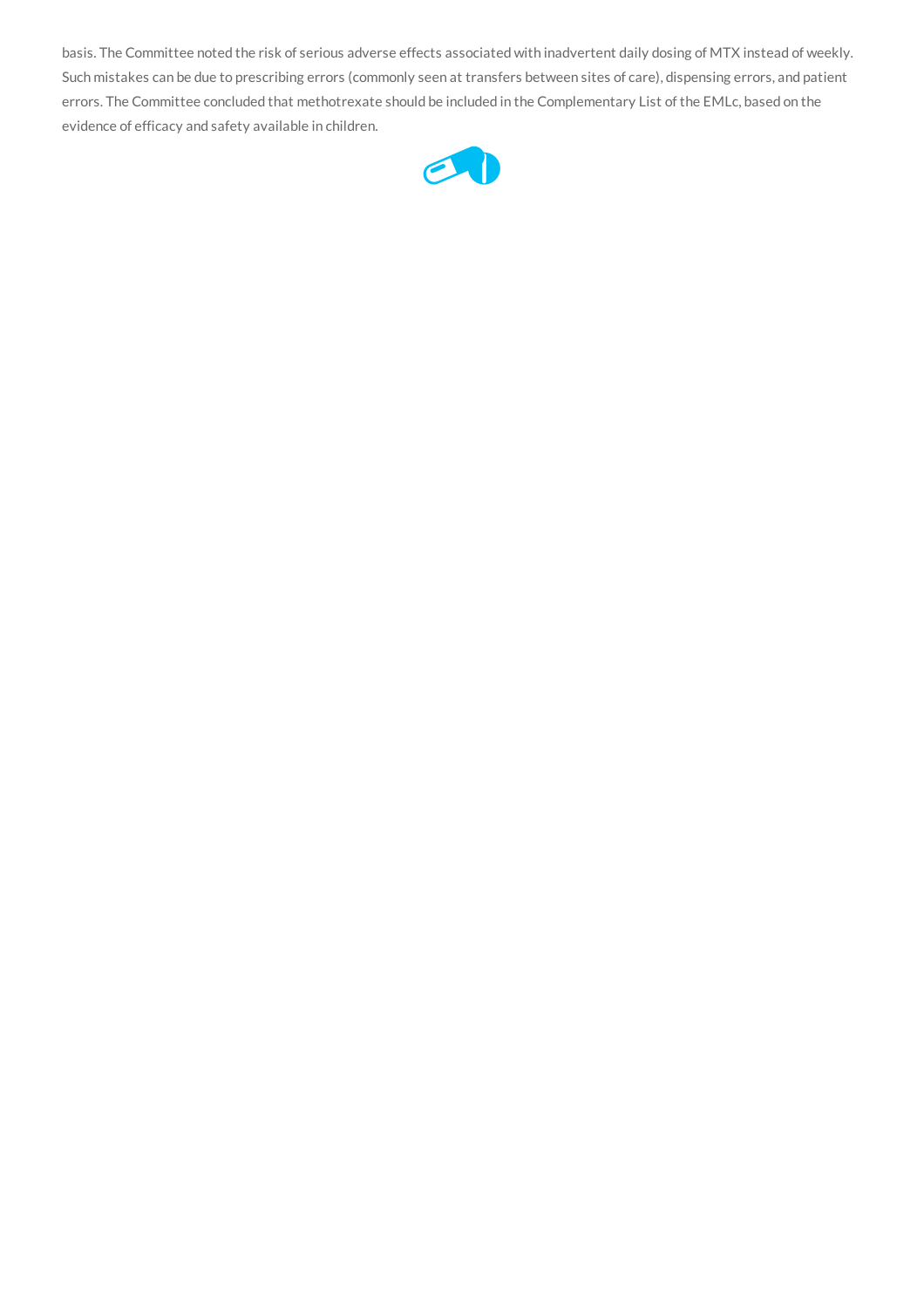basis. The Committee noted the risk of serious adverse effects associated with inadvertent daily dosing of MTX instead of weekly. Such mistakes can be due to prescribing errors (commonly seen at transfers between sites of care), dispensing errors, and patient errors. The Committee concluded that methotrexate should be included in the Complementary List of the EMLc, based on the evidence of efficacy and safety available in children.